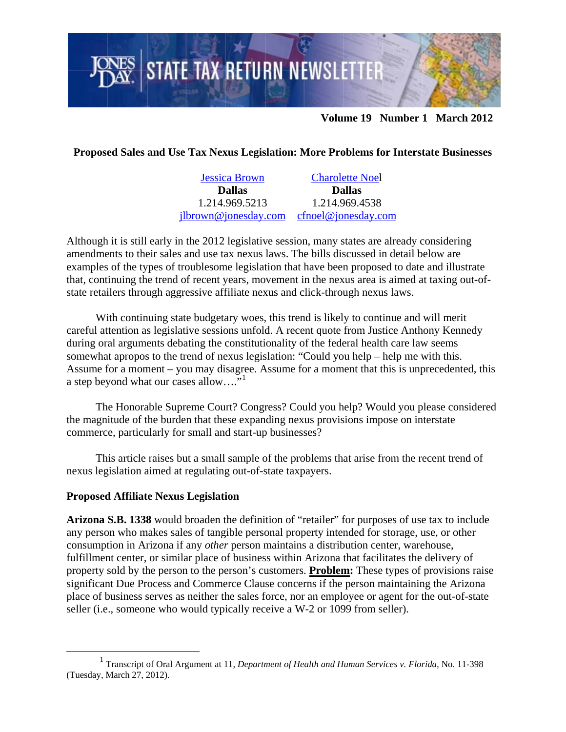# STATE TAX RETURN NEWSLETTER

**Volume 19 Number 1 March 2012**

## Proposed Sales and Use Tax Nexus Legislation: More Problems for Interstate Businesses

| Jessica Brown | Charolette Noel |
|---|---|
| **Dallas** | **Dallas** |
| 1.214.969.5213 | 1.214.969.4538 |
| jlbrown@jonesday.com | cfnoel@jonesday.com |

Although it is still early in the 2012 legislative session, many states are already considering amendments to their sales and use tax nexus laws. The bills discussed in detail below are examples of the types of troublesome legislation that have been proposed to date and illustrate that, continuing the trend of recent years, movement in the nexus area is aimed at taxing out-of-state retailers through aggressive affiliate nexus and click-through nexus laws.

With continuing state budgetary woes, this trend is likely to continue and will merit careful attention as legislative sessions unfold. A recent quote from Justice Anthony Kennedy during oral arguments debating the constitutionality of the federal health care law seems somewhat apropos to the trend of nexus legislation: "Could you help – help me with this. Assume for a moment – you may disagree. Assume for a moment that this is unprecedented, this a step beyond what our cases allow…."[1]

The Honorable Supreme Court? Congress? Could you help? Would you please considered the magnitude of the burden that these expanding nexus provisions impose on interstate commerce, particularly for small and start-up businesses?

This article raises but a small sample of the problems that arise from the recent trend of nexus legislation aimed at regulating out-of-state taxpayers.

### Proposed Affiliate Nexus Legislation

**Arizona S.B. 1338** would broaden the definition of "retailer" for purposes of use tax to include any person who makes sales of tangible personal property intended for storage, use, or other consumption in Arizona if any *other* person maintains a distribution center, warehouse, fulfillment center, or similar place of business within Arizona that facilitates the delivery of property sold by the person to the person's customers. **Problem:** These types of provisions raise significant Due Process and Commerce Clause concerns if the person maintaining the Arizona place of business serves as neither the sales force, nor an employee or agent for the out-of-state seller (i.e., someone who would typically receive a W-2 or 1099 from seller).

---

[1] Transcript of Oral Argument at 11, *Department of Health and Human Services v. Florida,* No. 11-398 (Tuesday, March 27, 2012).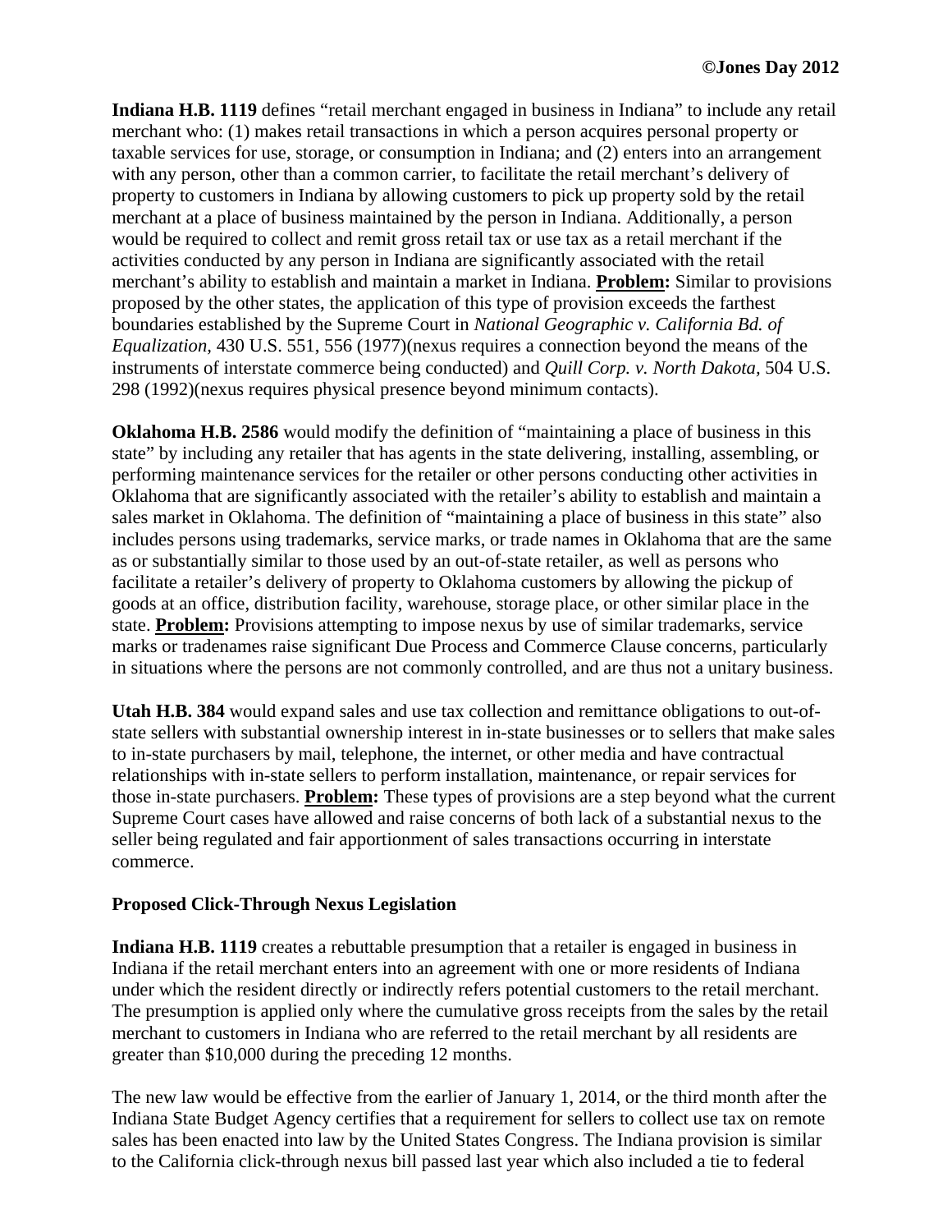**Indiana H.B. 1119** defines "retail merchant engaged in business in Indiana" to include any retail merchant who: (1) makes retail transactions in which a person acquires personal property or taxable services for use, storage, or consumption in Indiana; and (2) enters into an arrangement with any person, other than a common carrier, to facilitate the retail merchant's delivery of property to customers in Indiana by allowing customers to pick up property sold by the retail merchant at a place of business maintained by the person in Indiana. Additionally, a person would be required to collect and remit gross retail tax or use tax as a retail merchant if the activities conducted by any person in Indiana are significantly associated with the retail merchant's ability to establish and maintain a market in Indiana. **Problem:** Similar to provisions proposed by the other states, the application of this type of provision exceeds the farthest boundaries established by the Supreme Court in *National Geographic v. California Bd. of Equalization,* 430 U.S. 551, 556 (1977)(nexus requires a connection beyond the means of the instruments of interstate commerce being conducted) and *Quill Corp. v. North Dakota,* 504 U.S. 298 (1992)(nexus requires physical presence beyond minimum contacts).

**Oklahoma H.B. 2586** would modify the definition of "maintaining a place of business in this state" by including any retailer that has agents in the state delivering, installing, assembling, or performing maintenance services for the retailer or other persons conducting other activities in Oklahoma that are significantly associated with the retailer's ability to establish and maintain a sales market in Oklahoma. The definition of "maintaining a place of business in this state" also includes persons using trademarks, service marks, or trade names in Oklahoma that are the same as or substantially similar to those used by an out-of-state retailer, as well as persons who facilitate a retailer's delivery of property to Oklahoma customers by allowing the pickup of goods at an office, distribution facility, warehouse, storage place, or other similar place in the state. **Problem:** Provisions attempting to impose nexus by use of similar trademarks, service marks or tradenames raise significant Due Process and Commerce Clause concerns, particularly in situations where the persons are not commonly controlled, and are thus not a unitary business.

**Utah H.B. 384** would expand sales and use tax collection and remittance obligations to out-of-state sellers with substantial ownership interest in in-state businesses or to sellers that make sales to in-state purchasers by mail, telephone, the internet, or other media and have contractual relationships with in-state sellers to perform installation, maintenance, or repair services for those in-state purchasers. **Problem:** These types of provisions are a step beyond what the current Supreme Court cases have allowed and raise concerns of both lack of a substantial nexus to the seller being regulated and fair apportionment of sales transactions occurring in interstate commerce.

**Proposed Click-Through Nexus Legislation**

**Indiana H.B. 1119** creates a rebuttable presumption that a retailer is engaged in business in Indiana if the retail merchant enters into an agreement with one or more residents of Indiana under which the resident directly or indirectly refers potential customers to the retail merchant. The presumption is applied only where the cumulative gross receipts from the sales by the retail merchant to customers in Indiana who are referred to the retail merchant by all residents are greater than $10,000 during the preceding 12 months.

The new law would be effective from the earlier of January 1, 2014, or the third month after the Indiana State Budget Agency certifies that a requirement for sellers to collect use tax on remote sales has been enacted into law by the United States Congress. The Indiana provision is similar to the California click-through nexus bill passed last year which also included a tie to federal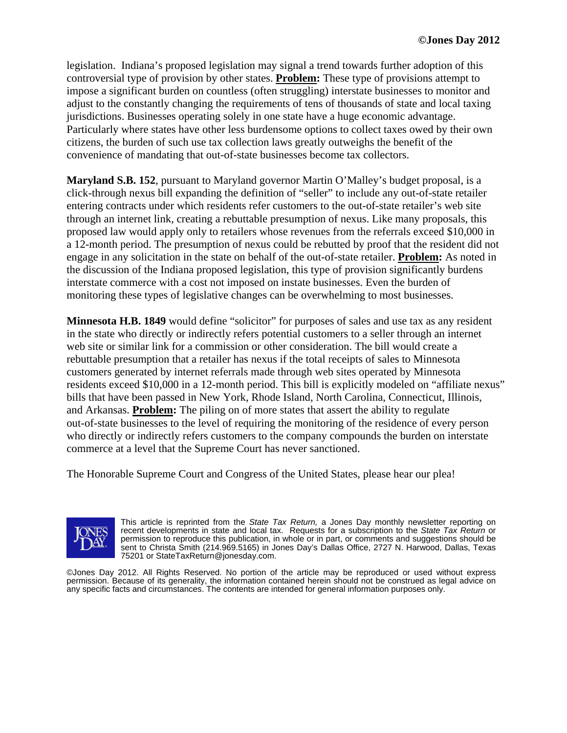legislation. Indiana's proposed legislation may signal a trend towards further adoption of this controversial type of provision by other states. **Problem:** These type of provisions attempt to impose a significant burden on countless (often struggling) interstate businesses to monitor and adjust to the constantly changing the requirements of tens of thousands of state and local taxing jurisdictions. Businesses operating solely in one state have a huge economic advantage. Particularly where states have other less burdensome options to collect taxes owed by their own citizens, the burden of such use tax collection laws greatly outweighs the benefit of the convenience of mandating that out-of-state businesses become tax collectors.

**Maryland S.B. 152**, pursuant to Maryland governor Martin O'Malley's budget proposal, is a click-through nexus bill expanding the definition of "seller" to include any out-of-state retailer entering contracts under which residents refer customers to the out-of-state retailer's web site through an internet link, creating a rebuttable presumption of nexus. Like many proposals, this proposed law would apply only to retailers whose revenues from the referrals exceed $10,000 in a 12-month period. The presumption of nexus could be rebutted by proof that the resident did not engage in any solicitation in the state on behalf of the out-of-state retailer. **Problem:** As noted in the discussion of the Indiana proposed legislation, this type of provision significantly burdens interstate commerce with a cost not imposed on instate businesses. Even the burden of monitoring these types of legislative changes can be overwhelming to most businesses.

**Minnesota H.B. 1849** would define "solicitor" for purposes of sales and use tax as any resident in the state who directly or indirectly refers potential customers to a seller through an internet web site or similar link for a commission or other consideration. The bill would create a rebuttable presumption that a retailer has nexus if the total receipts of sales to Minnesota customers generated by internet referrals made through web sites operated by Minnesota residents exceed $10,000 in a 12-month period. This bill is explicitly modeled on "affiliate nexus" bills that have been passed in New York, Rhode Island, North Carolina, Connecticut, Illinois, and Arkansas. **Problem:** The piling on of more states that assert the ability to regulate out-of-state businesses to the level of requiring the monitoring of the residence of every person who directly or indirectly refers customers to the company compounds the burden on interstate commerce at a level that the Supreme Court has never sanctioned.

The Honorable Supreme Court and Congress of the United States, please hear our plea!

This article is reprinted from the *State Tax Return,* a Jones Day monthly newsletter reporting on recent developments in state and local tax. Requests for a subscription to the *State Tax Return* or permission to reproduce this publication, in whole or in part, or comments and suggestions should be sent to Christa Smith (214.969.5165) in Jones Day's Dallas Office, 2727 N. Harwood, Dallas, Texas 75201 or StateTaxReturn@jonesday.com.

©Jones Day 2012. All Rights Reserved. No portion of the article may be reproduced or used without express permission. Because of its generality, the information contained herein should not be construed as legal advice on any specific facts and circumstances. The contents are intended for general information purposes only.